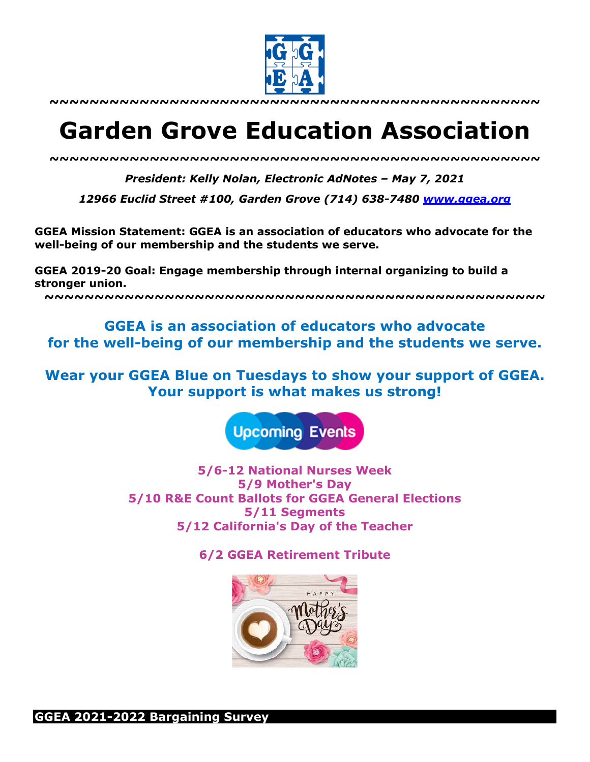~~~~~~~~~~~~~~~~~~~~~~~~~~~~~~~~~~~~~~~~~~~~~~~~~~~

# Garden Grove Education Association

~~~~~~~~~~~~~~~~~~~~~~~~~~~~~~~~~~~~~~~~~~~~~~~~~~~

***President: Kelly Nolan, Electronic AdNotes – May 7, 2021***

***12966 Euclid Street #100, Garden Grove (714) 638-7480 [www.ggea.org](http://www.ggea.org)***

**GGEA Mission Statement: GGEA is an association of educators who advocate for the well-being of our membership and the students we serve.**

**GGEA 2019-20 Goal: Engage membership through internal organizing to build a stronger union.**

~~~~~~~~~~~~~~~~~~~~~~~~~~~~~~~~~~~~~~~~~~~~~~~~~~~

**GGEA is an association of educators who advocate for the well-being of our membership and the students we serve.**

**Wear your GGEA Blue on Tuesdays to show your support of GGEA. Your support is what makes us strong!**

**Upcoming Events**

**5/6-12 National Nurses Week**
**5/9 Mother's Day**
**5/10 R&E Count Ballots for GGEA General Elections**
**5/11 Segments**
**5/12 California's Day of the Teacher**

**6/2 GGEA Retirement Tribute**

## GGEA 2021-2022 Bargaining Survey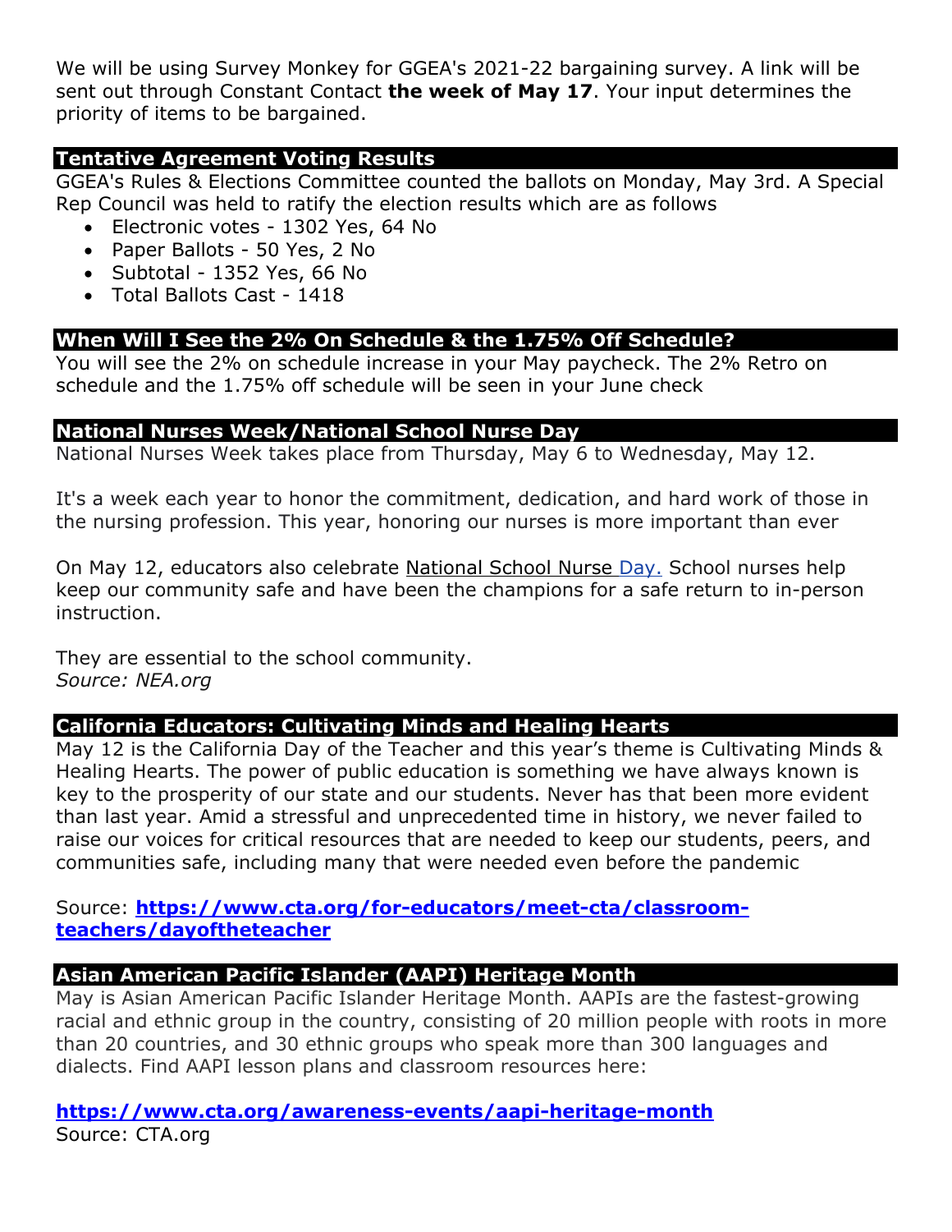We will be using Survey Monkey for GGEA's 2021-22 bargaining survey. A link will be sent out through Constant Contact **the week of May 17**. Your input determines the priority of items to be bargained.

## Tentative Agreement Voting Results

GGEA's Rules & Elections Committee counted the ballots on Monday, May 3rd. A Special Rep Council was held to ratify the election results which are as follows

- Electronic votes - 1302 Yes, 64 No
- Paper Ballots - 50 Yes, 2 No
- Subtotal - 1352 Yes, 66 No
- Total Ballots Cast - 1418

## When Will I See the 2% On Schedule & the 1.75% Off Schedule?

You will see the 2% on schedule increase in your May paycheck. The 2% Retro on schedule and the 1.75% off schedule will be seen in your June check

## National Nurses Week/National School Nurse Day

National Nurses Week takes place from Thursday, May 6 to Wednesday, May 12.

It's a week each year to honor the commitment, dedication, and hard work of those in the nursing profession. This year, honoring our nurses is more important than ever

On May 12, educators also celebrate National School Nurse Day. School nurses help keep our community safe and have been the champions for a safe return to in-person instruction.

They are essential to the school community.
*Source: NEA.org*

## California Educators: Cultivating Minds and Healing Hearts

May 12 is the California Day of the Teacher and this year's theme is Cultivating Minds & Healing Hearts. The power of public education is something we have always known is key to the prosperity of our state and our students. Never has that been more evident than last year. Amid a stressful and unprecedented time in history, we never failed to raise our voices for critical resources that are needed to keep our students, peers, and communities safe, including many that were needed even before the pandemic

Source: **https://www.cta.org/for-educators/meet-cta/classroom-teachers/dayoftheteacher**

## Asian American Pacific Islander (AAPI) Heritage Month

May is Asian American Pacific Islander Heritage Month. AAPIs are the fastest-growing racial and ethnic group in the country, consisting of 20 million people with roots in more than 20 countries, and 30 ethnic groups who speak more than 300 languages and dialects. Find AAPI lesson plans and classroom resources here:

**https://www.cta.org/awareness-events/aapi-heritage-month**
Source: CTA.org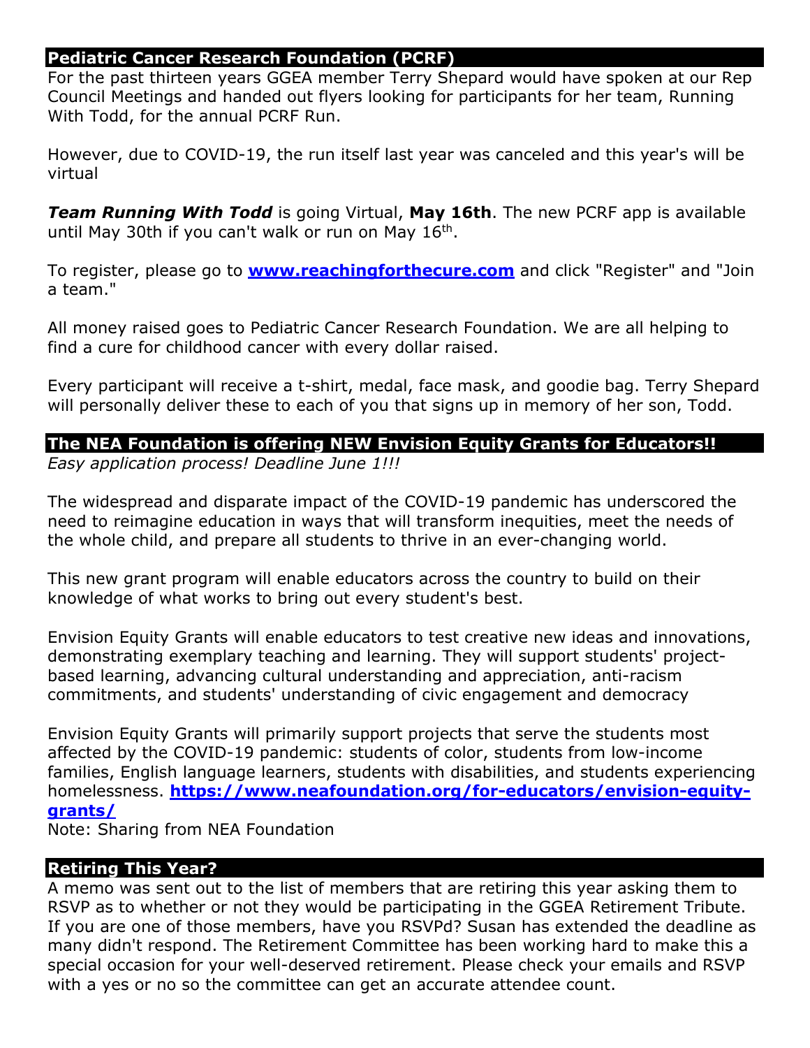## Pediatric Cancer Research Foundation (PCRF)

For the past thirteen years GGEA member Terry Shepard would have spoken at our Rep Council Meetings and handed out flyers looking for participants for her team, Running With Todd, for the annual PCRF Run.

However, due to COVID-19, the run itself last year was canceled and this year's will be virtual

***Team Running With Todd*** is going Virtual, **May 16th**. The new PCRF app is available until May 30th if you can't walk or run on May 16th.

To register, please go to **[www.reachingforthecure.com](http://www.reachingforthecure.com)** and click "Register" and "Join a team."

All money raised goes to Pediatric Cancer Research Foundation. We are all helping to find a cure for childhood cancer with every dollar raised.

Every participant will receive a t-shirt, medal, face mask, and goodie bag. Terry Shepard will personally deliver these to each of you that signs up in memory of her son, Todd.

## The NEA Foundation is offering NEW Envision Equity Grants for Educators!!

*Easy application process! Deadline June 1!!!*

The widespread and disparate impact of the COVID-19 pandemic has underscored the need to reimagine education in ways that will transform inequities, meet the needs of the whole child, and prepare all students to thrive in an ever-changing world.

This new grant program will enable educators across the country to build on their knowledge of what works to bring out every student's best.

Envision Equity Grants will enable educators to test creative new ideas and innovations, demonstrating exemplary teaching and learning. They will support students' project-based learning, advancing cultural understanding and appreciation, anti-racism commitments, and students' understanding of civic engagement and democracy

Envision Equity Grants will primarily support projects that serve the students most affected by the COVID-19 pandemic: students of color, students from low-income families, English language learners, students with disabilities, and students experiencing homelessness. **[https://www.neafoundation.org/for-educators/envision-equity-grants/](https://www.neafoundation.org/for-educators/envision-equity-grants/)**

Note: Sharing from NEA Foundation

## Retiring This Year?

A memo was sent out to the list of members that are retiring this year asking them to RSVP as to whether or not they would be participating in the GGEA Retirement Tribute. If you are one of those members, have you RSVPd? Susan has extended the deadline as many didn't respond. The Retirement Committee has been working hard to make this a special occasion for your well-deserved retirement. Please check your emails and RSVP with a yes or no so the committee can get an accurate attendee count.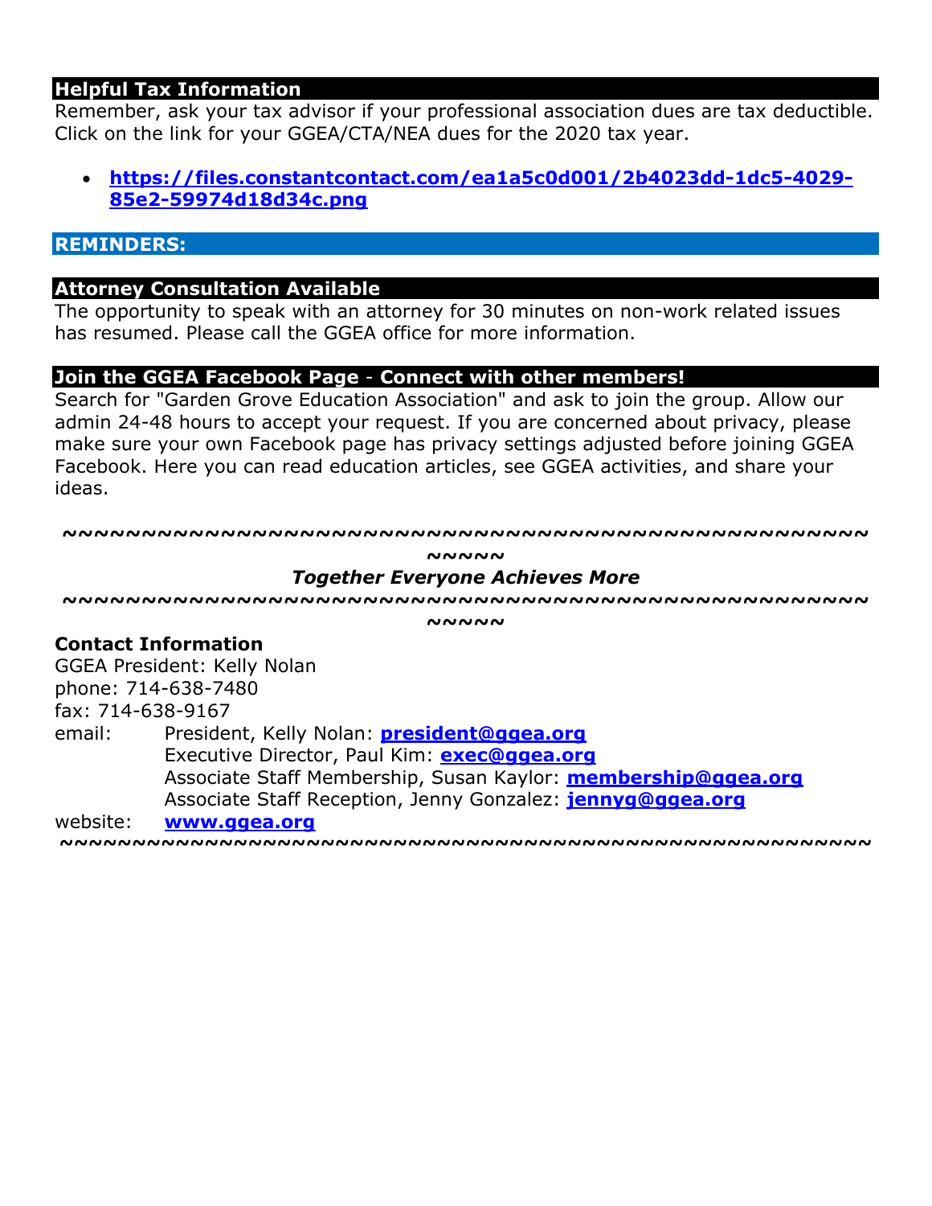## Helpful Tax Information

Remember, ask your tax advisor if your professional association dues are tax deductible. Click on the link for your GGEA/CTA/NEA dues for the 2020 tax year.

- **https://files.constantcontact.com/ea1a5c0d001/2b4023dd-1dc5-4029-85e2-59974d18d34c.png**

## REMINDERS:

### Attorney Consultation Available

The opportunity to speak with an attorney for 30 minutes on non-work related issues has resumed. Please call the GGEA office for more information.

### Join the GGEA Facebook Page - Connect with other members!

Search for "Garden Grove Education Association" and ask to join the group. Allow our admin 24-48 hours to accept your request. If you are concerned about privacy, please make sure your own Facebook page has privacy settings adjusted before joining GGEA Facebook. Here you can read education articles, see GGEA activities, and share your ideas.

~~~~~~~~~~~~~~~~~~~~~~~~~~~~~~~~~~~~~~~~~~~~~~~~~~~~~~~~~~~

***Together Everyone Achieves More***

~~~~~~~~~~~~~~~~~~~~~~~~~~~~~~~~~~~~~~~~~~~~~~~~~~~~~~~~~~~

**Contact Information**

GGEA President: Kelly Nolan
phone: 714-638-7480
fax: 714-638-9167
email: President, Kelly Nolan: **president@ggea.org**
Executive Director, Paul Kim: **exec@ggea.org**
Associate Staff Membership, Susan Kaylor: **membership@ggea.org**
Associate Staff Reception, Jenny Gonzalez: **jennyg@ggea.org**
website: **www.ggea.org**

~~~~~~~~~~~~~~~~~~~~~~~~~~~~~~~~~~~~~~~~~~~~~~~~~~~~~~~~~~~